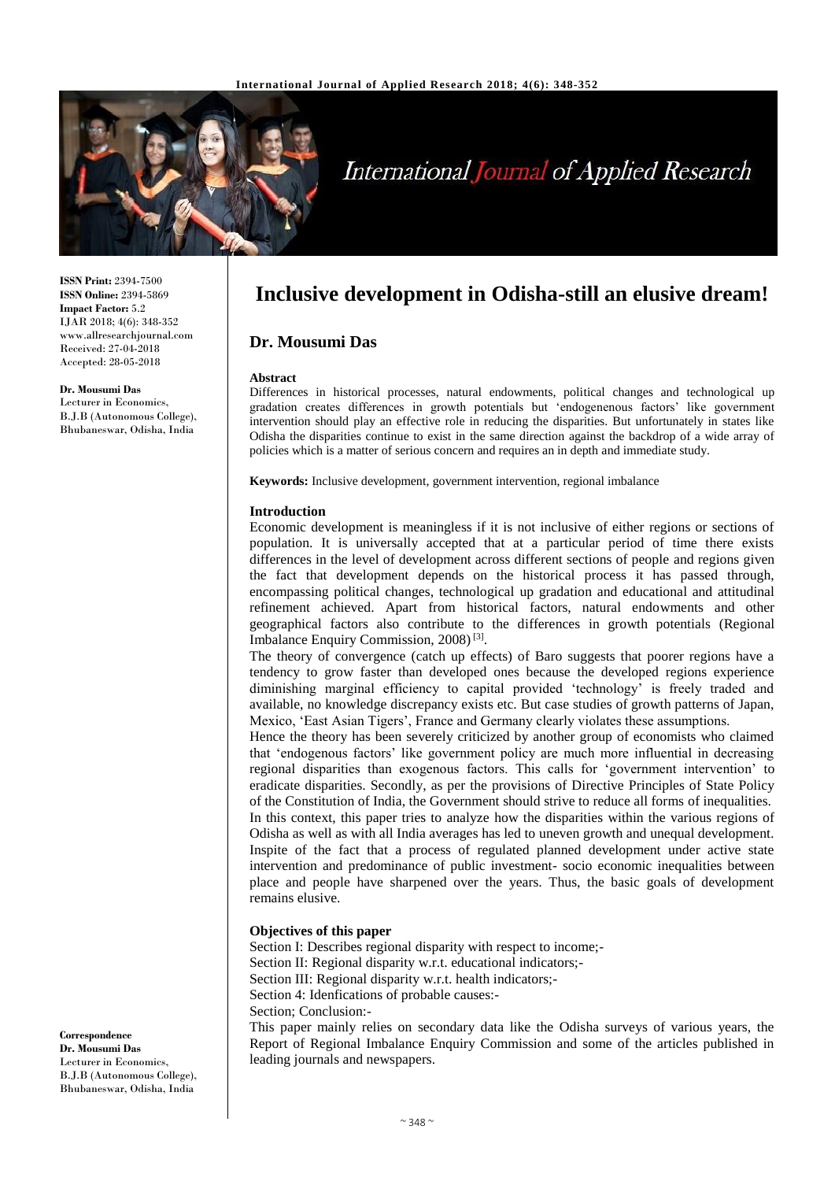# Inclusive development in Odisha-still an elusive dream!

## Dr. Mousumi Das

**ISSN Print:** 2394-7500
**ISSN Online:** 2394-5869
**Impact Factor:** 5.2
IJAR 2018; 4(6): 348-352
www.allresearchjournal.com
Received: 27-04-2018
Accepted: 28-05-2018

**Dr. Mousumi Das**
Lecturer in Economics, B.J.B (Autonomous College), Bhubaneswar, Odisha, India

**Correspondence**
**Dr. Mousumi Das**
Lecturer in Economics, B.J.B (Autonomous College), Bhubaneswar, Odisha, India

### Abstract

Differences in historical processes, natural endowments, political changes and technological up gradation creates differences in growth potentials but 'endogenenous factors' like government intervention should play an effective role in reducing the disparities. But unfortunately in states like Odisha the disparities continue to exist in the same direction against the backdrop of a wide array of policies which is a matter of serious concern and requires an in depth and immediate study.

**Keywords:** Inclusive development, government intervention, regional imbalance

### Introduction

Economic development is meaningless if it is not inclusive of either regions or sections of population. It is universally accepted that at a particular period of time there exists differences in the level of development across different sections of people and regions given the fact that development depends on the historical process it has passed through, encompassing political changes, technological up gradation and educational and attitudinal refinement achieved. Apart from historical factors, natural endowments and other geographical factors also contribute to the differences in growth potentials (Regional Imbalance Enquiry Commission, 2008) [3].

The theory of convergence (catch up effects) of Baro suggests that poorer regions have a tendency to grow faster than developed ones because the developed regions experience diminishing marginal efficiency to capital provided 'technology' is freely traded and available, no knowledge discrepancy exists etc. But case studies of growth patterns of Japan, Mexico, 'East Asian Tigers', France and Germany clearly violates these assumptions.

Hence the theory has been severely criticized by another group of economists who claimed that 'endogenous factors' like government policy are much more influential in decreasing regional disparities than exogenous factors. This calls for 'government intervention' to eradicate disparities. Secondly, as per the provisions of Directive Principles of State Policy of the Constitution of India, the Government should strive to reduce all forms of inequalities.

In this context, this paper tries to analyze how the disparities within the various regions of Odisha as well as with all India averages has led to uneven growth and unequal development. Inspite of the fact that a process of regulated planned development under active state intervention and predominance of public investment- socio economic inequalities between place and people have sharpened over the years. Thus, the basic goals of development remains elusive.

### Objectives of this paper

Section I: Describes regional disparity with respect to income;-
Section II: Regional disparity w.r.t. educational indicators;-
Section III: Regional disparity w.r.t. health indicators;-
Section 4: Idenfications of probable causes:-
Section; Conclusion:-

This paper mainly relies on secondary data like the Odisha surveys of various years, the Report of Regional Imbalance Enquiry Commission and some of the articles published in leading journals and newspapers.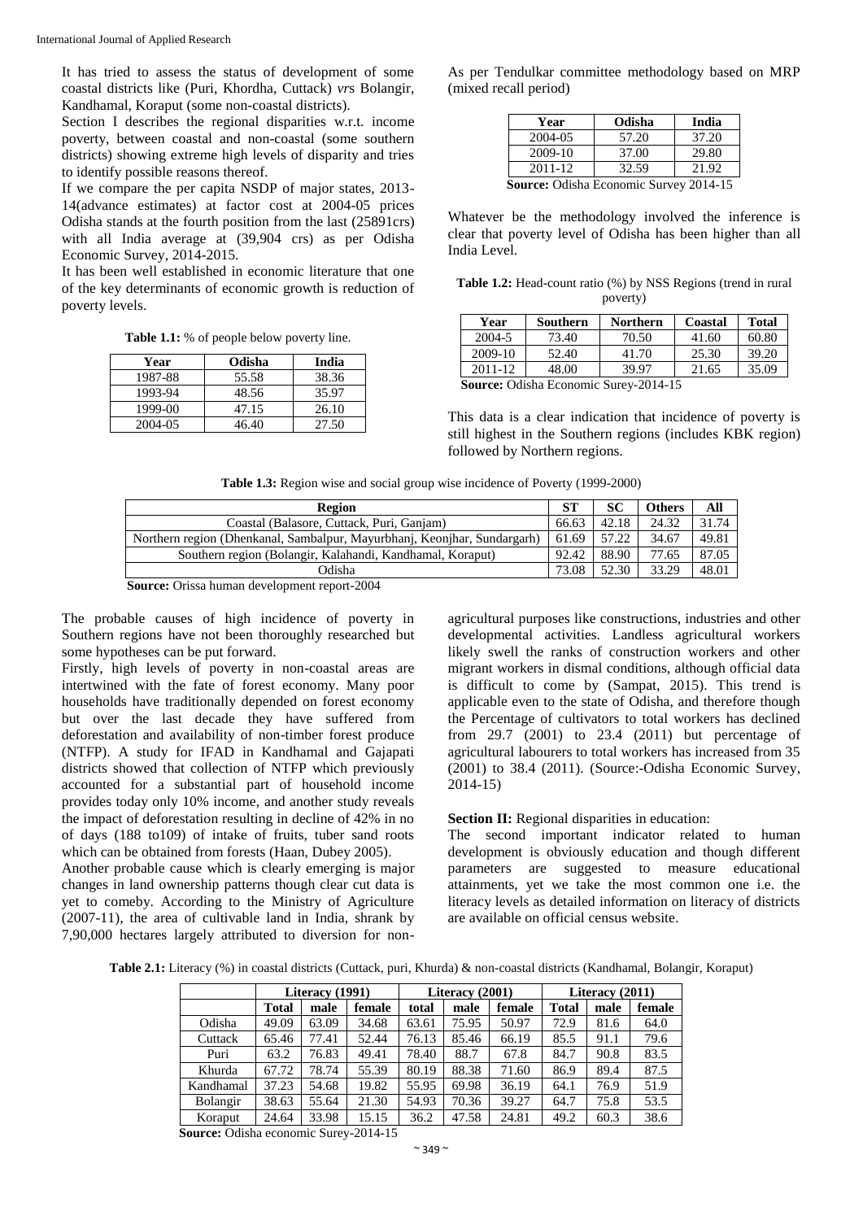It has tried to assess the status of development of some coastal districts like (Puri, Khordha, Cuttack) *vrs* Bolangir, Kandhamal, Koraput (some non-coastal districts).

Section I describes the regional disparities w.r.t. income poverty, between coastal and non-coastal (some southern districts) showing extreme high levels of disparity and tries to identify possible reasons thereof.

If we compare the per capita NSDP of major states, 2013-14(advance estimates) at factor cost at 2004-05 prices Odisha stands at the fourth position from the last (25891crs) with all India average at (39,904 crs) as per Odisha Economic Survey, 2014-2015.

It has been well established in economic literature that one of the key determinants of economic growth is reduction of poverty levels.

**Table 1.1:** % of people below poverty line.

| Year | Odisha | India |
|---|---|---|
| 1987-88 | 55.58 | 38.36 |
| 1993-94 | 48.56 | 35.97 |
| 1999-00 | 47.15 | 26.10 |
| 2004-05 | 46.40 | 27.50 |

As per Tendulkar committee methodology based on MRP (mixed recall period)

| Year | Odisha | India |
|---|---|---|
| 2004-05 | 57.20 | 37.20 |
| 2009-10 | 37.00 | 29.80 |
| 2011-12 | 32.59 | 21.92 |

**Source:** Odisha Economic Survey 2014-15

Whatever be the methodology involved the inference is clear that poverty level of Odisha has been higher than all India Level.

**Table 1.2:** Head-count ratio (%) by NSS Regions (trend in rural poverty)

| Year | Southern | Northern | Coastal | Total |
|---|---|---|---|---|
| 2004-5 | 73.40 | 70.50 | 41.60 | 60.80 |
| 2009-10 | 52.40 | 41.70 | 25.30 | 39.20 |
| 2011-12 | 48.00 | 39.97 | 21.65 | 35.09 |

**Source:** Odisha Economic Surey-2014-15

This data is a clear indication that incidence of poverty is still highest in the Southern regions (includes KBK region) followed by Northern regions.

**Table 1.3:** Region wise and social group wise incidence of Poverty (1999-2000)

| Region | ST | SC | Others | All |
|---|---|---|---|---|
| Coastal (Balasore, Cuttack, Puri, Ganjam) | 66.63 | 42.18 | 24.32 | 31.74 |
| Northern region (Dhenkanal, Sambalpur, Mayurbhanj, Keonjhar, Sundargarh) | 61.69 | 57.22 | 34.67 | 49.81 |
| Southern region (Bolangir, Kalahandi, Kandhamal, Koraput) | 92.42 | 88.90 | 77.65 | 87.05 |
| Odisha | 73.08 | 52.30 | 33.29 | 48.01 |

**Source:** Orissa human development report-2004

The probable causes of high incidence of poverty in Southern regions have not been thoroughly researched but some hypotheses can be put forward.

Firstly, high levels of poverty in non-coastal areas are intertwined with the fate of forest economy. Many poor households have traditionally depended on forest economy but over the last decade they have suffered from deforestation and availability of non-timber forest produce (NTFP). A study for IFAD in Kandhamal and Gajapati districts showed that collection of NTFP which previously accounted for a substantial part of household income provides today only 10% income, and another study reveals the impact of deforestation resulting in decline of 42% in no of days (188 to109) of intake of fruits, tuber sand roots which can be obtained from forests (Haan, Dubey 2005).

Another probable cause which is clearly emerging is major changes in land ownership patterns though clear cut data is yet to comeby. According to the Ministry of Agriculture (2007-11), the area of cultivable land in India, shrank by 7,90,000 hectares largely attributed to diversion for non-agricultural purposes like constructions, industries and other developmental activities. Landless agricultural workers likely swell the ranks of construction workers and other migrant workers in dismal conditions, although official data is difficult to come by (Sampat, 2015). This trend is applicable even to the state of Odisha, and therefore though the Percentage of cultivators to total workers has declined from 29.7 (2001) to 23.4 (2011) but percentage of agricultural labourers to total workers has increased from 35 (2001) to 38.4 (2011). (Source:-Odisha Economic Survey, 2014-15)

**Section II:** Regional disparities in education:

The second important indicator related to human development is obviously education and though different parameters are suggested to measure educational attainments, yet we take the most common one i.e. the literacy levels as detailed information on literacy of districts are available on official census website.

**Table 2.1:** Literacy (%) in coastal districts (Cuttack, puri, Khurda) & non-coastal districts (Kandhamal, Bolangir, Koraput)

| | Literacy (1991) | | | Literacy (2001) | | | Literacy (2011) | | |
|---|---|---|---|---|---|---|---|---|---|
| | Total | male | female | total | male | female | Total | male | female |
| Odisha | 49.09 | 63.09 | 34.68 | 63.61 | 75.95 | 50.97 | 72.9 | 81.6 | 64.0 |
| Cuttack | 65.46 | 77.41 | 52.44 | 76.13 | 85.46 | 66.19 | 85.5 | 91.1 | 79.6 |
| Puri | 63.2 | 76.83 | 49.41 | 78.40 | 88.7 | 67.8 | 84.7 | 90.8 | 83.5 |
| Khurda | 67.72 | 78.74 | 55.39 | 80.19 | 88.38 | 71.60 | 86.9 | 89.4 | 87.5 |
| Kandhamal | 37.23 | 54.68 | 19.82 | 55.95 | 69.98 | 36.19 | 64.1 | 76.9 | 51.9 |
| Bolangir | 38.63 | 55.64 | 21.30 | 54.93 | 70.36 | 39.27 | 64.7 | 75.8 | 53.5 |
| Koraput | 24.64 | 33.98 | 15.15 | 36.2 | 47.58 | 24.81 | 49.2 | 60.3 | 38.6 |

**Source:** Odisha economic Surey-2014-15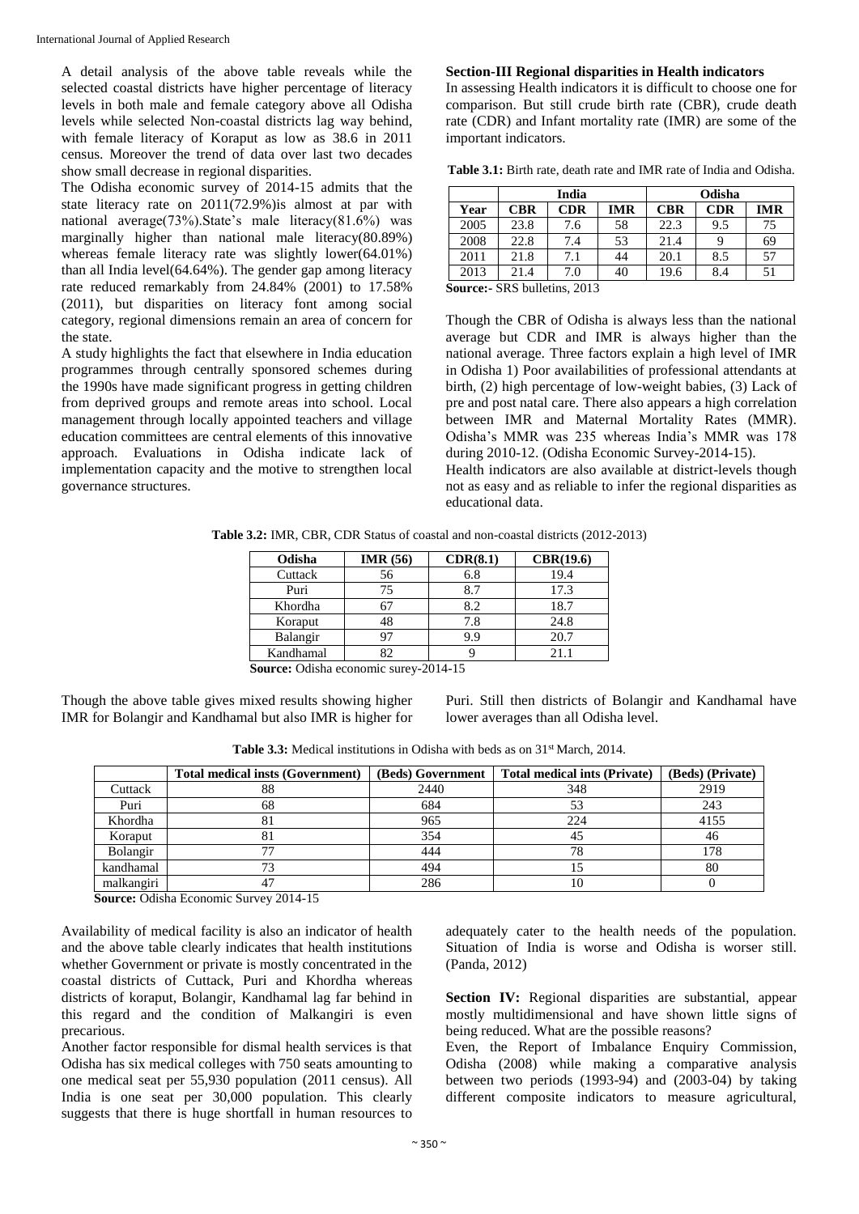A detail analysis of the above table reveals while the selected coastal districts have higher percentage of literacy levels in both male and female category above all Odisha levels while selected Non-coastal districts lag way behind, with female literacy of Koraput as low as 38.6 in 2011 census. Moreover the trend of data over last two decades show small decrease in regional disparities.

The Odisha economic survey of 2014-15 admits that the state literacy rate on 2011(72.9%)is almost at par with national average(73%).State's male literacy(81.6%) was marginally higher than national male literacy(80.89%) whereas female literacy rate was slightly lower(64.01%) than all India level(64.64%). The gender gap among literacy rate reduced remarkably from 24.84% (2001) to 17.58% (2011), but disparities on literacy font among social category, regional dimensions remain an area of concern for the state.

A study highlights the fact that elsewhere in India education programmes through centrally sponsored schemes during the 1990s have made significant progress in getting children from deprived groups and remote areas into school. Local management through locally appointed teachers and village education committees are central elements of this innovative approach. Evaluations in Odisha indicate lack of implementation capacity and the motive to strengthen local governance structures.

**Section-III Regional disparities in Health indicators**

In assessing Health indicators it is difficult to choose one for comparison. But still crude birth rate (CBR), crude death rate (CDR) and Infant mortality rate (IMR) are some of the important indicators.

**Table 3.1:** Birth rate, death rate and IMR rate of India and Odisha.

| | India | | | Odisha | | |
|---|---|---|---|---|---|---|
| **Year** | **CBR** | **CDR** | **IMR** | **CBR** | **CDR** | **IMR** |
| 2005 | 23.8 | 7.6 | 58 | 22.3 | 9.5 | 75 |
| 2008 | 22.8 | 7.4 | 53 | 21.4 | 9 | 69 |
| 2011 | 21.8 | 7.1 | 44 | 20.1 | 8.5 | 57 |
| 2013 | 21.4 | 7.0 | 40 | 19.6 | 8.4 | 51 |

**Source:-** SRS bulletins, 2013

Though the CBR of Odisha is always less than the national average but CDR and IMR is always higher than the national average. Three factors explain a high level of IMR in Odisha 1) Poor availabilities of professional attendants at birth, (2) high percentage of low-weight babies, (3) Lack of pre and post natal care. There also appears a high correlation between IMR and Maternal Mortality Rates (MMR). Odisha's MMR was 235 whereas India's MMR was 178 during 2010-12. (Odisha Economic Survey-2014-15).

Health indicators are also available at district-levels though not as easy and as reliable to infer the regional disparities as educational data.

**Table 3.2:** IMR, CBR, CDR Status of coastal and non-coastal districts (2012-2013)

| Odisha | IMR (56) | CDR(8.1) | CBR(19.6) |
|---|---|---|---|
| Cuttack | 56 | 6.8 | 19.4 |
| Puri | 75 | 8.7 | 17.3 |
| Khordha | 67 | 8.2 | 18.7 |
| Koraput | 48 | 7.8 | 24.8 |
| Balangir | 97 | 9.9 | 20.7 |
| Kandhamal | 82 | 9 | 21.1 |

**Source:** Odisha economic surey-2014-15

Though the above table gives mixed results showing higher IMR for Bolangir and Kandhamal but also IMR is higher for Puri. Still then districts of Bolangir and Kandhamal have lower averages than all Odisha level.

**Table 3.3:** Medical institutions in Odisha with beds as on 31st March, 2014.

| | Total medical insts (Government) | (Beds) Government | Total medical ints (Private) | (Beds) (Private) |
|---|---|---|---|---|
| Cuttack | 88 | 2440 | 348 | 2919 |
| Puri | 68 | 684 | 53 | 243 |
| Khordha | 81 | 965 | 224 | 4155 |
| Koraput | 81 | 354 | 45 | 46 |
| Bolangir | 77 | 444 | 78 | 178 |
| kandhamal | 73 | 494 | 15 | 80 |
| malkangiri | 47 | 286 | 10 | 0 |

**Source:** Odisha Economic Survey 2014-15

Availability of medical facility is also an indicator of health and the above table clearly indicates that health institutions whether Government or private is mostly concentrated in the coastal districts of Cuttack, Puri and Khordha whereas districts of koraput, Bolangir, Kandhamal lag far behind in this regard and the condition of Malkangiri is even precarious.

Another factor responsible for dismal health services is that Odisha has six medical colleges with 750 seats amounting to one medical seat per 55,930 population (2011 census). All India is one seat per 30,000 population. This clearly suggests that there is huge shortfall in human resources to adequately cater to the health needs of the population. Situation of India is worse and Odisha is worser still. (Panda, 2012)

**Section IV:** Regional disparities are substantial, appear mostly multidimensional and have shown little signs of being reduced. What are the possible reasons?

Even, the Report of Imbalance Enquiry Commission, Odisha (2008) while making a comparative analysis between two periods (1993-94) and (2003-04) by taking different composite indicators to measure agricultural,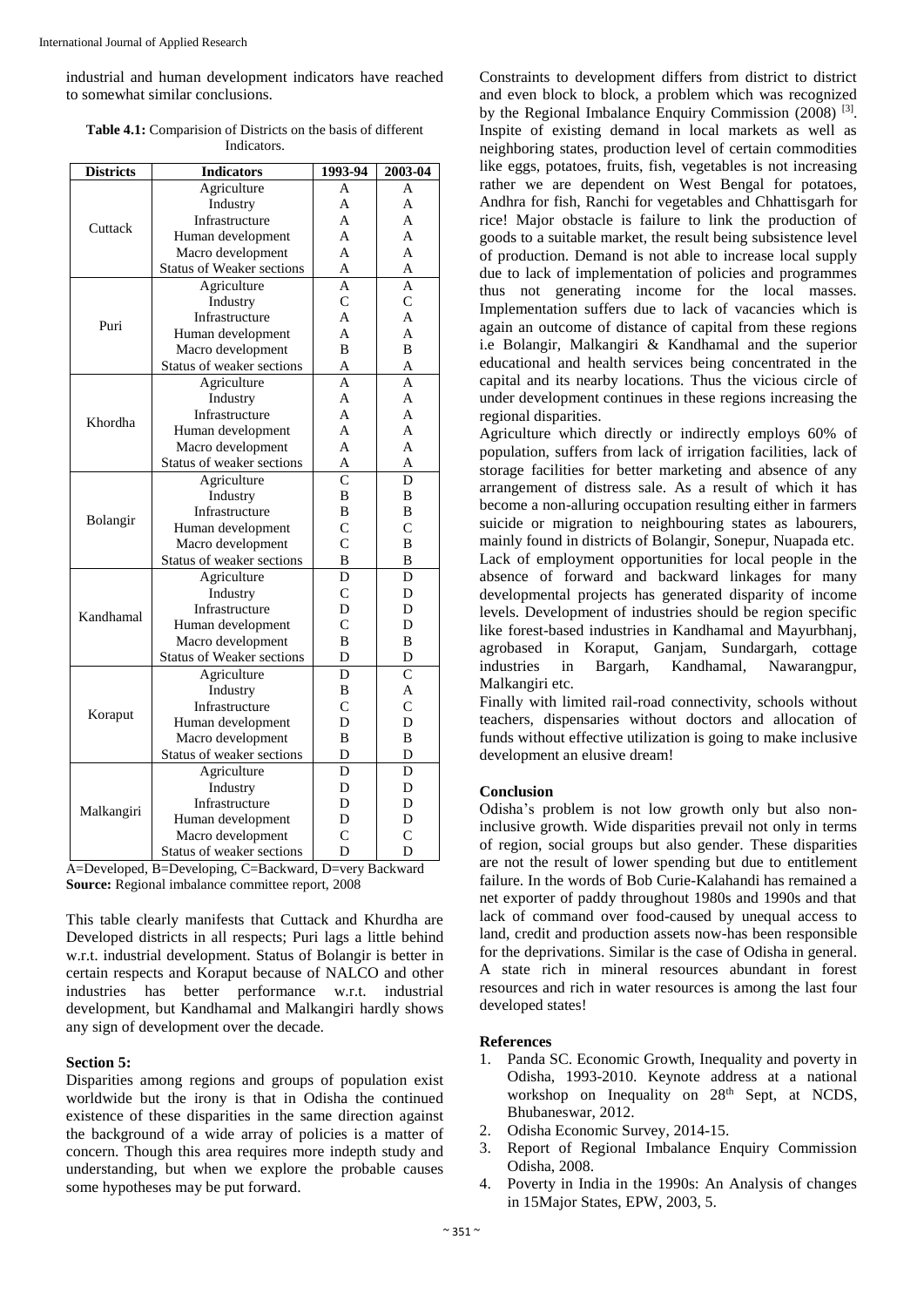industrial and human development indicators have reached to somewhat similar conclusions.

**Table 4.1:** Comparision of Districts on the basis of different Indicators.

| Districts | Indicators | 1993-94 | 2003-04 |
|---|---|---|---|
| Cuttack | Agriculture | A | A |
| | Industry | A | A |
| | Infrastructure | A | A |
| | Human development | A | A |
| | Macro development | A | A |
| | Status of Weaker sections | A | A |
| Puri | Agriculture | A | A |
| | Industry | C | C |
| | Infrastructure | A | A |
| | Human development | A | A |
| | Macro development | B | B |
| | Status of weaker sections | A | A |
| Khordha | Agriculture | A | A |
| | Industry | A | A |
| | Infrastructure | A | A |
| | Human development | A | A |
| | Macro development | A | A |
| | Status of weaker sections | A | A |
| Bolangir | Agriculture | C | D |
| | Industry | B | B |
| | Infrastructure | B | B |
| | Human development | C | C |
| | Macro development | C | B |
| | Status of weaker sections | B | B |
| Kandhamal | Agriculture | D | D |
| | Industry | C | D |
| | Infrastructure | D | D |
| | Human development | C | D |
| | Macro development | B | B |
| | Status of Weaker sections | D | D |
| Koraput | Agriculture | D | C |
| | Industry | B | A |
| | Infrastructure | C | C |
| | Human development | D | D |
| | Macro development | B | B |
| | Status of weaker sections | D | D |
| Malkangiri | Agriculture | D | D |
| | Industry | D | D |
| | Infrastructure | D | D |
| | Human development | D | D |
| | Macro development | C | C |
| | Status of weaker sections | D | D |

A=Developed, B=Developing, C=Backward, D=very Backward
**Source:** Regional imbalance committee report, 2008

This table clearly manifests that Cuttack and Khurdha are Developed districts in all respects; Puri lags a little behind w.r.t. industrial development. Status of Bolangir is better in certain respects and Koraput because of NALCO and other industries has better performance w.r.t. industrial development, but Kandhamal and Malkangiri hardly shows any sign of development over the decade.

**Section 5:**

Disparities among regions and groups of population exist worldwide but the irony is that in Odisha the continued existence of these disparities in the same direction against the background of a wide array of policies is a matter of concern. Though this area requires more indepth study and understanding, but when we explore the probable causes some hypotheses may be put forward.

Constraints to development differs from district to district and even block to block, a problem which was recognized by the Regional Imbalance Enquiry Commission (2008) [3]. Inspite of existing demand in local markets as well as neighboring states, production level of certain commodities like eggs, potatoes, fruits, fish, vegetables is not increasing rather we are dependent on West Bengal for potatoes, Andhra for fish, Ranchi for vegetables and Chhattisgarh for rice! Major obstacle is failure to link the production of goods to a suitable market, the result being subsistence level of production. Demand is not able to increase local supply due to lack of implementation of policies and programmes thus not generating income for the local masses. Implementation suffers due to lack of vacancies which is again an outcome of distance of capital from these regions i.e Bolangir, Malkangiri & Kandhamal and the superior educational and health services being concentrated in the capital and its nearby locations. Thus the vicious circle of under development continues in these regions increasing the regional disparities.

Agriculture which directly or indirectly employs 60% of population, suffers from lack of irrigation facilities, lack of storage facilities for better marketing and absence of any arrangement of distress sale. As a result of which it has become a non-alluring occupation resulting either in farmers suicide or migration to neighbouring states as labourers, mainly found in districts of Bolangir, Sonepur, Nuapada etc. Lack of employment opportunities for local people in the absence of forward and backward linkages for many developmental projects has generated disparity of income levels. Development of industries should be region specific like forest-based industries in Kandhamal and Mayurbhanj, agrobased in Koraput, Ganjam, Sundargarh, cottage industries in Bargarh, Kandhamal, Nawarangpur, Malkangiri etc.

Finally with limited rail-road connectivity, schools without teachers, dispensaries without doctors and allocation of funds without effective utilization is going to make inclusive development an elusive dream!

**Conclusion**

Odisha's problem is not low growth only but also non-inclusive growth. Wide disparities prevail not only in terms of region, social groups but also gender. These disparities are not the result of lower spending but due to entitlement failure. In the words of Bob Curie-Kalahandi has remained a net exporter of paddy throughout 1980s and 1990s and that lack of command over food-caused by unequal access to land, credit and production assets now-has been responsible for the deprivations. Similar is the case of Odisha in general. A state rich in mineral resources abundant in forest resources and rich in water resources is among the last four developed states!

**References**

1. Panda SC. Economic Growth, Inequality and poverty in Odisha, 1993-2010. Keynote address at a national workshop on Inequality on 28th Sept, at NCDS, Bhubaneswar, 2012.
2. Odisha Economic Survey, 2014-15.
3. Report of Regional Imbalance Enquiry Commission Odisha, 2008.
4. Poverty in India in the 1990s: An Analysis of changes in 15Major States, EPW, 2003, 5.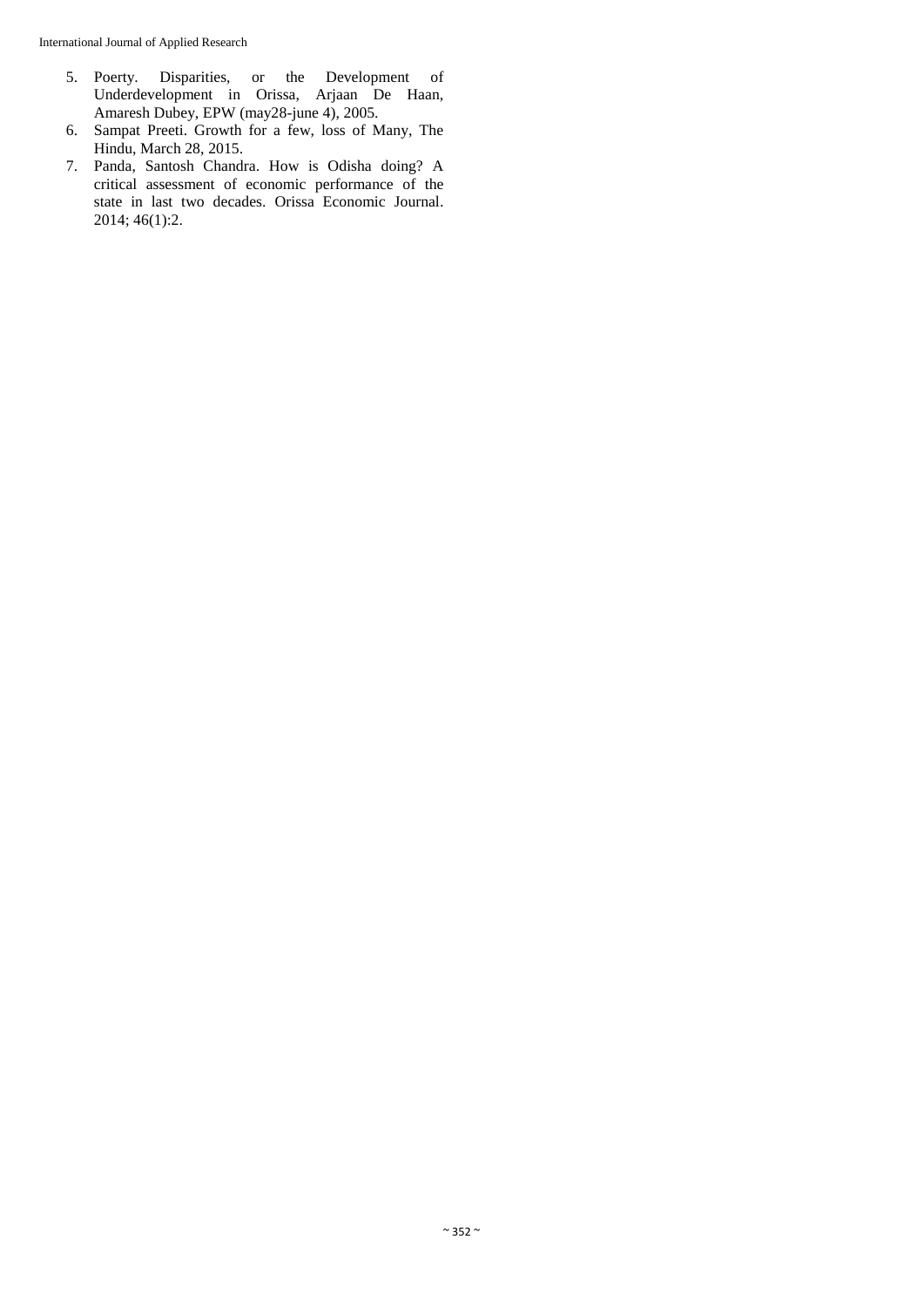5. Poerty. Disparities, or the Development of Underdevelopment in Orissa, Arjaan De Haan, Amaresh Dubey, EPW (may28-june 4), 2005.
6. Sampat Preeti. Growth for a few, loss of Many, The Hindu, March 28, 2015.
7. Panda, Santosh Chandra. How is Odisha doing? A critical assessment of economic performance of the state in last two decades. Orissa Economic Journal. 2014; 46(1):2.